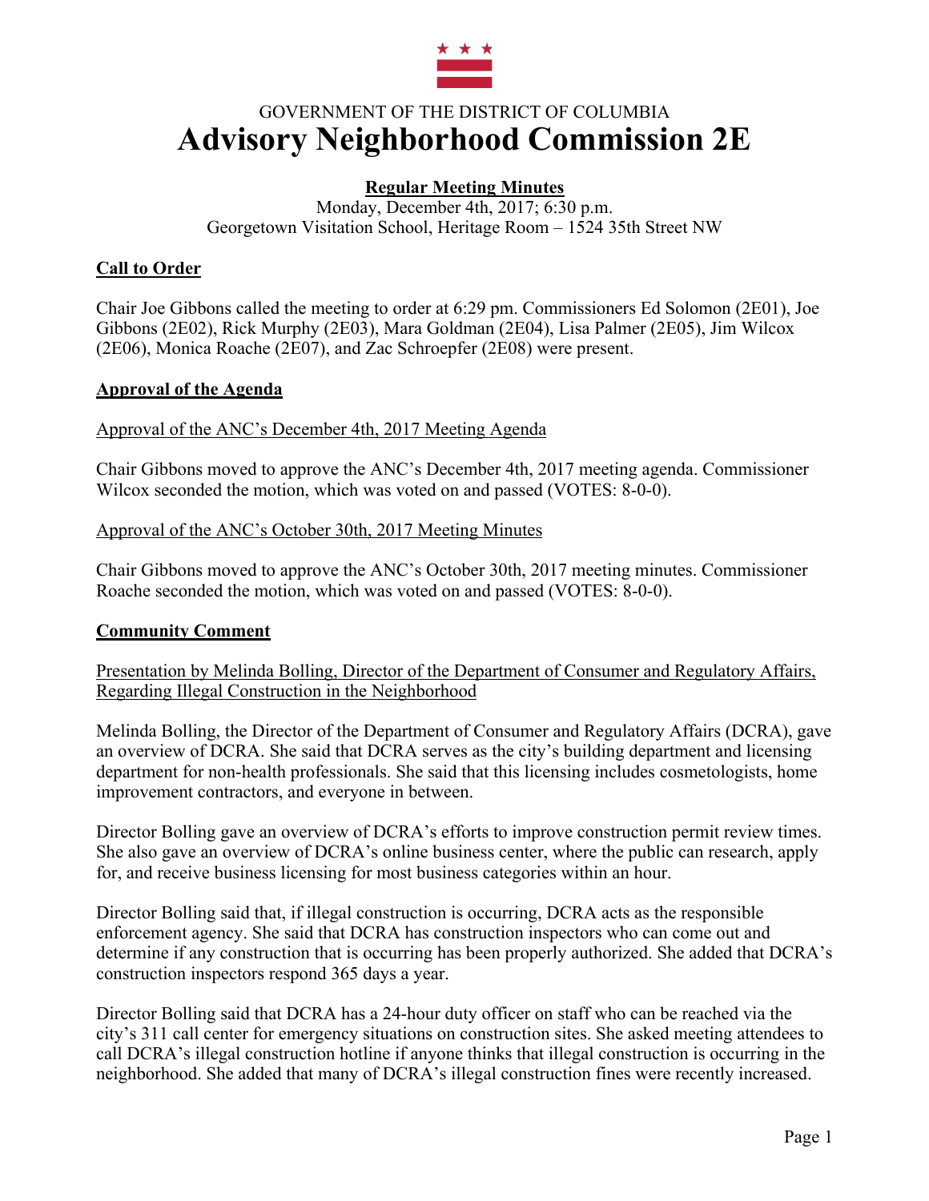GOVERNMENT OF THE DISTRICT OF COLUMBIA

# Advisory Neighborhood Commission 2E

**Regular Meeting Minutes**

Monday, December 4th, 2017; 6:30 p.m.
Georgetown Visitation School, Heritage Room – 1524 35th Street NW

## Call to Order

Chair Joe Gibbons called the meeting to order at 6:29 pm. Commissioners Ed Solomon (2E01), Joe Gibbons (2E02), Rick Murphy (2E03), Mara Goldman (2E04), Lisa Palmer (2E05), Jim Wilcox (2E06), Monica Roache (2E07), and Zac Schroepfer (2E08) were present.

## Approval of the Agenda

### Approval of the ANC's December 4th, 2017 Meeting Agenda

Chair Gibbons moved to approve the ANC's December 4th, 2017 meeting agenda. Commissioner Wilcox seconded the motion, which was voted on and passed (VOTES: 8-0-0).

### Approval of the ANC's October 30th, 2017 Meeting Minutes

Chair Gibbons moved to approve the ANC's October 30th, 2017 meeting minutes. Commissioner Roache seconded the motion, which was voted on and passed (VOTES: 8-0-0).

## Community Comment

### Presentation by Melinda Bolling, Director of the Department of Consumer and Regulatory Affairs, Regarding Illegal Construction in the Neighborhood

Melinda Bolling, the Director of the Department of Consumer and Regulatory Affairs (DCRA), gave an overview of DCRA. She said that DCRA serves as the city's building department and licensing department for non-health professionals. She said that this licensing includes cosmetologists, home improvement contractors, and everyone in between.

Director Bolling gave an overview of DCRA's efforts to improve construction permit review times. She also gave an overview of DCRA's online business center, where the public can research, apply for, and receive business licensing for most business categories within an hour.

Director Bolling said that, if illegal construction is occurring, DCRA acts as the responsible enforcement agency. She said that DCRA has construction inspectors who can come out and determine if any construction that is occurring has been properly authorized. She added that DCRA's construction inspectors respond 365 days a year.

Director Bolling said that DCRA has a 24-hour duty officer on staff who can be reached via the city's 311 call center for emergency situations on construction sites. She asked meeting attendees to call DCRA's illegal construction hotline if anyone thinks that illegal construction is occurring in the neighborhood. She added that many of DCRA's illegal construction fines were recently increased.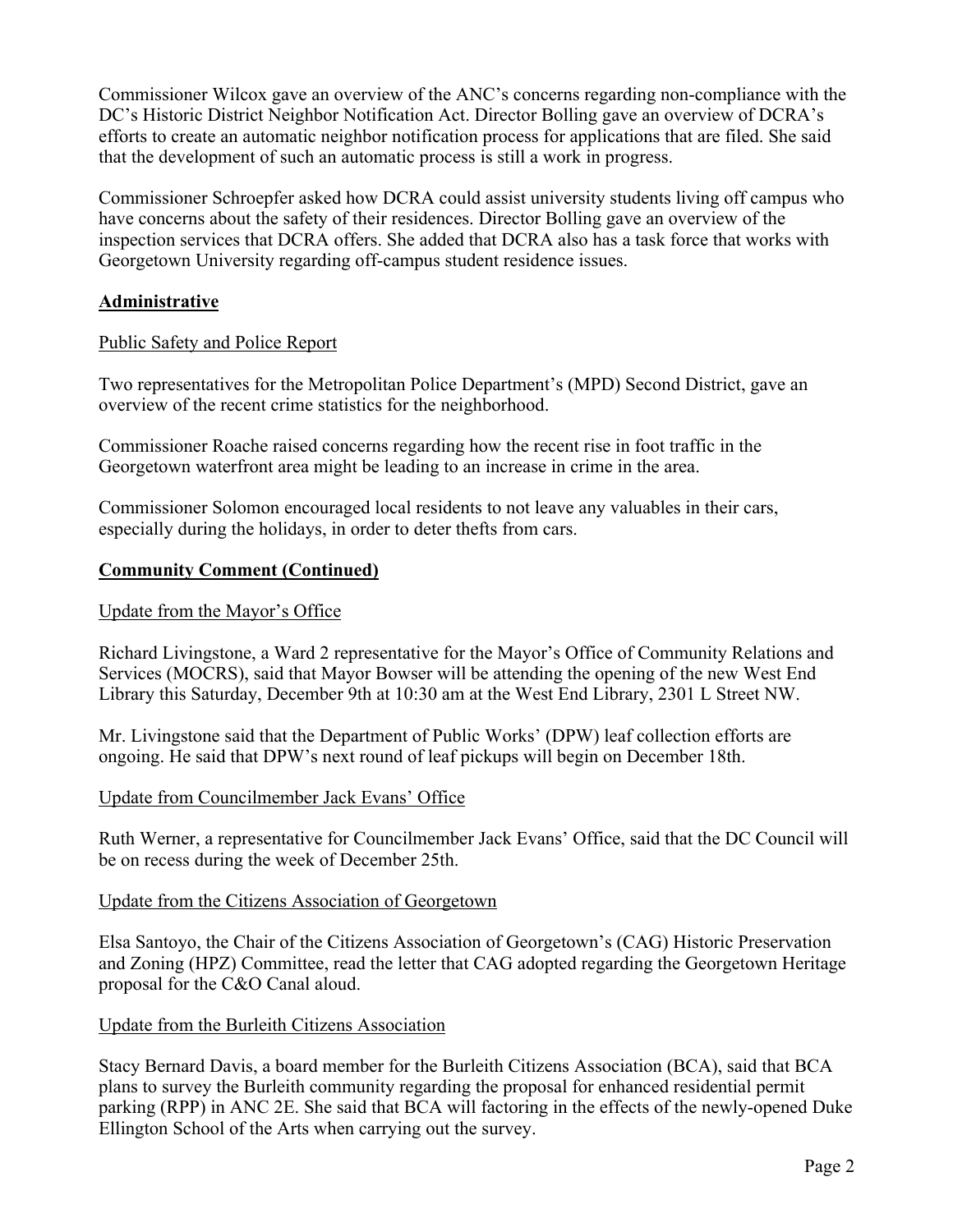Commissioner Wilcox gave an overview of the ANC's concerns regarding non-compliance with the DC's Historic District Neighbor Notification Act. Director Bolling gave an overview of DCRA's efforts to create an automatic neighbor notification process for applications that are filed. She said that the development of such an automatic process is still a work in progress.

Commissioner Schroepfer asked how DCRA could assist university students living off campus who have concerns about the safety of their residences. Director Bolling gave an overview of the inspection services that DCRA offers. She added that DCRA also has a task force that works with Georgetown University regarding off-campus student residence issues.

**<u>Administrative</u>**

<u>Public Safety and Police Report</u>

Two representatives for the Metropolitan Police Department's (MPD) Second District, gave an overview of the recent crime statistics for the neighborhood.

Commissioner Roache raised concerns regarding how the recent rise in foot traffic in the Georgetown waterfront area might be leading to an increase in crime in the area.

Commissioner Solomon encouraged local residents to not leave any valuables in their cars, especially during the holidays, in order to deter thefts from cars.

**<u>Community Comment (Continued)</u>**

<u>Update from the Mayor's Office</u>

Richard Livingstone, a Ward 2 representative for the Mayor's Office of Community Relations and Services (MOCRS), said that Mayor Bowser will be attending the opening of the new West End Library this Saturday, December 9th at 10:30 am at the West End Library, 2301 L Street NW.

Mr. Livingstone said that the Department of Public Works' (DPW) leaf collection efforts are ongoing. He said that DPW's next round of leaf pickups will begin on December 18th.

<u>Update from Councilmember Jack Evans' Office</u>

Ruth Werner, a representative for Councilmember Jack Evans' Office, said that the DC Council will be on recess during the week of December 25th.

<u>Update from the Citizens Association of Georgetown</u>

Elsa Santoyo, the Chair of the Citizens Association of Georgetown's (CAG) Historic Preservation and Zoning (HPZ) Committee, read the letter that CAG adopted regarding the Georgetown Heritage proposal for the C&O Canal aloud.

<u>Update from the Burleith Citizens Association</u>

Stacy Bernard Davis, a board member for the Burleith Citizens Association (BCA), said that BCA plans to survey the Burleith community regarding the proposal for enhanced residential permit parking (RPP) in ANC 2E. She said that BCA will factoring in the effects of the newly-opened Duke Ellington School of the Arts when carrying out the survey.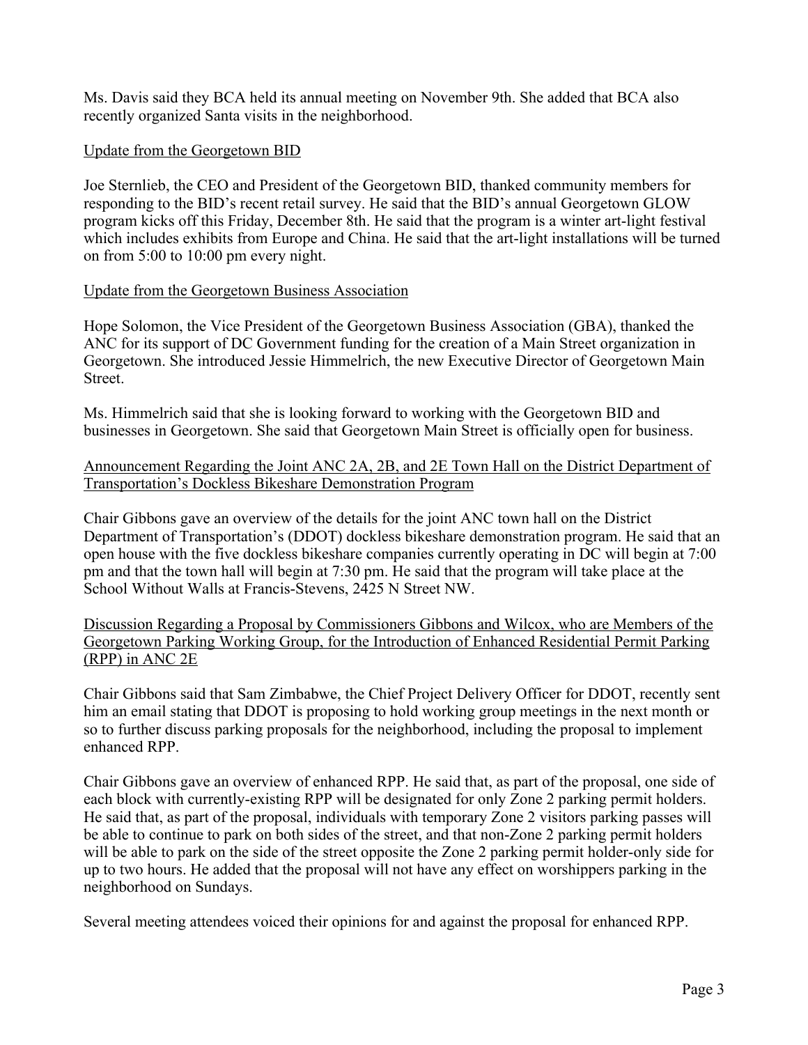Ms. Davis said they BCA held its annual meeting on November 9th. She added that BCA also recently organized Santa visits in the neighborhood.

<u>Update from the Georgetown BID</u>

Joe Sternlieb, the CEO and President of the Georgetown BID, thanked community members for responding to the BID's recent retail survey. He said that the BID's annual Georgetown GLOW program kicks off this Friday, December 8th. He said that the program is a winter art-light festival which includes exhibits from Europe and China. He said that the art-light installations will be turned on from 5:00 to 10:00 pm every night.

<u>Update from the Georgetown Business Association</u>

Hope Solomon, the Vice President of the Georgetown Business Association (GBA), thanked the ANC for its support of DC Government funding for the creation of a Main Street organization in Georgetown. She introduced Jessie Himmelrich, the new Executive Director of Georgetown Main Street.

Ms. Himmelrich said that she is looking forward to working with the Georgetown BID and businesses in Georgetown. She said that Georgetown Main Street is officially open for business.

<u>Announcement Regarding the Joint ANC 2A, 2B, and 2E Town Hall on the District Department of Transportation's Dockless Bikeshare Demonstration Program</u>

Chair Gibbons gave an overview of the details for the joint ANC town hall on the District Department of Transportation's (DDOT) dockless bikeshare demonstration program. He said that an open house with the five dockless bikeshare companies currently operating in DC will begin at 7:00 pm and that the town hall will begin at 7:30 pm. He said that the program will take place at the School Without Walls at Francis-Stevens, 2425 N Street NW.

<u>Discussion Regarding a Proposal by Commissioners Gibbons and Wilcox, who are Members of the Georgetown Parking Working Group, for the Introduction of Enhanced Residential Permit Parking (RPP) in ANC 2E</u>

Chair Gibbons said that Sam Zimbabwe, the Chief Project Delivery Officer for DDOT, recently sent him an email stating that DDOT is proposing to hold working group meetings in the next month or so to further discuss parking proposals for the neighborhood, including the proposal to implement enhanced RPP.

Chair Gibbons gave an overview of enhanced RPP. He said that, as part of the proposal, one side of each block with currently-existing RPP will be designated for only Zone 2 parking permit holders. He said that, as part of the proposal, individuals with temporary Zone 2 visitors parking passes will be able to continue to park on both sides of the street, and that non-Zone 2 parking permit holders will be able to park on the side of the street opposite the Zone 2 parking permit holder-only side for up to two hours. He added that the proposal will not have any effect on worshippers parking in the neighborhood on Sundays.

Several meeting attendees voiced their opinions for and against the proposal for enhanced RPP.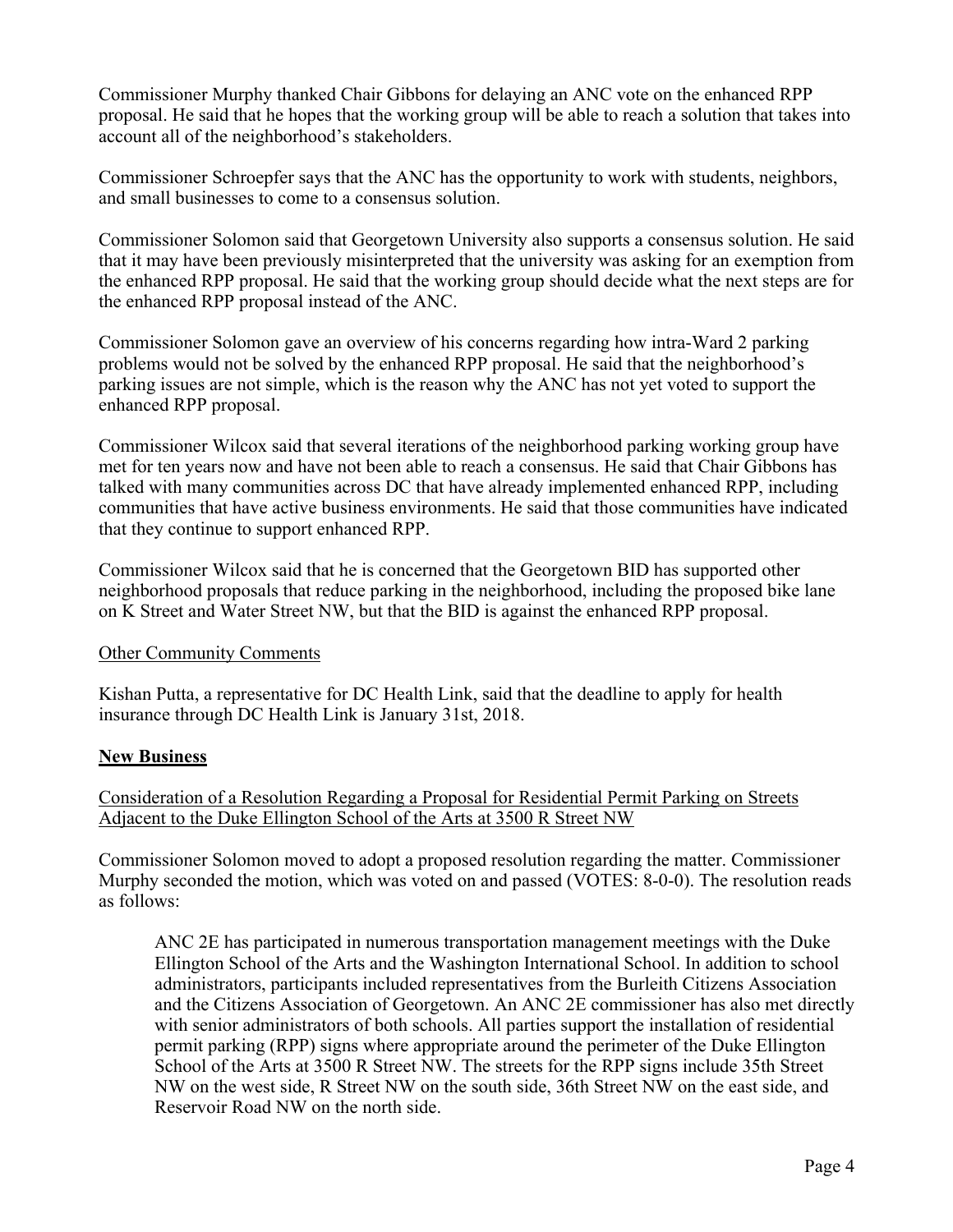Commissioner Murphy thanked Chair Gibbons for delaying an ANC vote on the enhanced RPP proposal. He said that he hopes that the working group will be able to reach a solution that takes into account all of the neighborhood's stakeholders.

Commissioner Schroepfer says that the ANC has the opportunity to work with students, neighbors, and small businesses to come to a consensus solution.

Commissioner Solomon said that Georgetown University also supports a consensus solution. He said that it may have been previously misinterpreted that the university was asking for an exemption from the enhanced RPP proposal. He said that the working group should decide what the next steps are for the enhanced RPP proposal instead of the ANC.

Commissioner Solomon gave an overview of his concerns regarding how intra-Ward 2 parking problems would not be solved by the enhanced RPP proposal. He said that the neighborhood's parking issues are not simple, which is the reason why the ANC has not yet voted to support the enhanced RPP proposal.

Commissioner Wilcox said that several iterations of the neighborhood parking working group have met for ten years now and have not been able to reach a consensus. He said that Chair Gibbons has talked with many communities across DC that have already implemented enhanced RPP, including communities that have active business environments. He said that those communities have indicated that they continue to support enhanced RPP.

Commissioner Wilcox said that he is concerned that the Georgetown BID has supported other neighborhood proposals that reduce parking in the neighborhood, including the proposed bike lane on K Street and Water Street NW, but that the BID is against the enhanced RPP proposal.

Other Community Comments

Kishan Putta, a representative for DC Health Link, said that the deadline to apply for health insurance through DC Health Link is January 31st, 2018.

## New Business

Consideration of a Resolution Regarding a Proposal for Residential Permit Parking on Streets Adjacent to the Duke Ellington School of the Arts at 3500 R Street NW

Commissioner Solomon moved to adopt a proposed resolution regarding the matter. Commissioner Murphy seconded the motion, which was voted on and passed (VOTES: 8-0-0). The resolution reads as follows:

> ANC 2E has participated in numerous transportation management meetings with the Duke Ellington School of the Arts and the Washington International School. In addition to school administrators, participants included representatives from the Burleith Citizens Association and the Citizens Association of Georgetown. An ANC 2E commissioner has also met directly with senior administrators of both schools. All parties support the installation of residential permit parking (RPP) signs where appropriate around the perimeter of the Duke Ellington School of the Arts at 3500 R Street NW. The streets for the RPP signs include 35th Street NW on the west side, R Street NW on the south side, 36th Street NW on the east side, and Reservoir Road NW on the north side.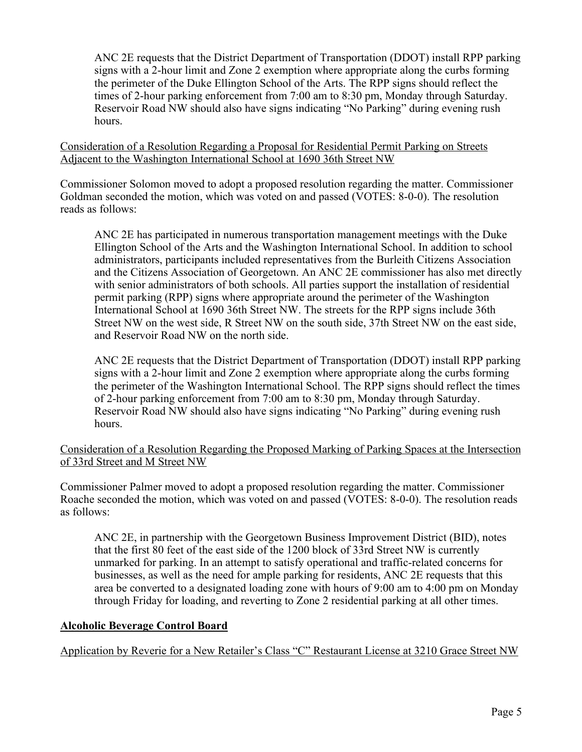ANC 2E requests that the District Department of Transportation (DDOT) install RPP parking signs with a 2-hour limit and Zone 2 exemption where appropriate along the curbs forming the perimeter of the Duke Ellington School of the Arts. The RPP signs should reflect the times of 2-hour parking enforcement from 7:00 am to 8:30 pm, Monday through Saturday. Reservoir Road NW should also have signs indicating "No Parking" during evening rush hours.

<u>Consideration of a Resolution Regarding a Proposal for Residential Permit Parking on Streets Adjacent to the Washington International School at 1690 36th Street NW</u>

Commissioner Solomon moved to adopt a proposed resolution regarding the matter. Commissioner Goldman seconded the motion, which was voted on and passed (VOTES: 8-0-0). The resolution reads as follows:

> ANC 2E has participated in numerous transportation management meetings with the Duke Ellington School of the Arts and the Washington International School. In addition to school administrators, participants included representatives from the Burleith Citizens Association and the Citizens Association of Georgetown. An ANC 2E commissioner has also met directly with senior administrators of both schools. All parties support the installation of residential permit parking (RPP) signs where appropriate around the perimeter of the Washington International School at 1690 36th Street NW. The streets for the RPP signs include 36th Street NW on the west side, R Street NW on the south side, 37th Street NW on the east side, and Reservoir Road NW on the north side.
>
> ANC 2E requests that the District Department of Transportation (DDOT) install RPP parking signs with a 2-hour limit and Zone 2 exemption where appropriate along the curbs forming the perimeter of the Washington International School. The RPP signs should reflect the times of 2-hour parking enforcement from 7:00 am to 8:30 pm, Monday through Saturday. Reservoir Road NW should also have signs indicating "No Parking" during evening rush hours.

<u>Consideration of a Resolution Regarding the Proposed Marking of Parking Spaces at the Intersection of 33rd Street and M Street NW</u>

Commissioner Palmer moved to adopt a proposed resolution regarding the matter. Commissioner Roache seconded the motion, which was voted on and passed (VOTES: 8-0-0). The resolution reads as follows:

> ANC 2E, in partnership with the Georgetown Business Improvement District (BID), notes that the first 80 feet of the east side of the 1200 block of 33rd Street NW is currently unmarked for parking. In an attempt to satisfy operational and traffic-related concerns for businesses, as well as the need for ample parking for residents, ANC 2E requests that this area be converted to a designated loading zone with hours of 9:00 am to 4:00 pm on Monday through Friday for loading, and reverting to Zone 2 residential parking at all other times.

## **<u>Alcoholic Beverage Control Board</u>**

<u>Application by Reverie for a New Retailer's Class "C" Restaurant License at 3210 Grace Street NW</u>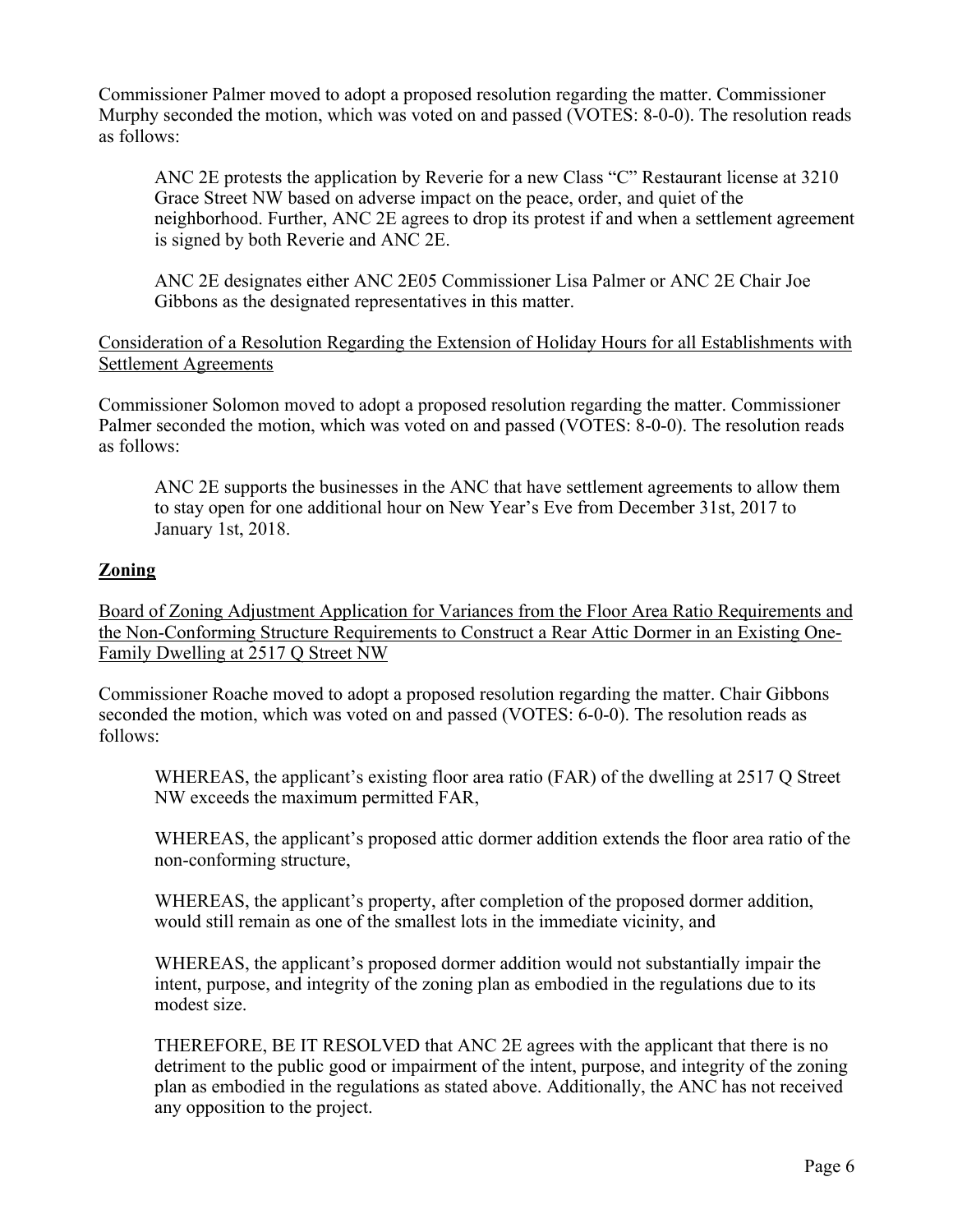Commissioner Palmer moved to adopt a proposed resolution regarding the matter. Commissioner Murphy seconded the motion, which was voted on and passed (VOTES: 8-0-0). The resolution reads as follows:

> ANC 2E protests the application by Reverie for a new Class "C" Restaurant license at 3210 Grace Street NW based on adverse impact on the peace, order, and quiet of the neighborhood. Further, ANC 2E agrees to drop its protest if and when a settlement agreement is signed by both Reverie and ANC 2E.
>
> ANC 2E designates either ANC 2E05 Commissioner Lisa Palmer or ANC 2E Chair Joe Gibbons as the designated representatives in this matter.

<u>Consideration of a Resolution Regarding the Extension of Holiday Hours for all Establishments with Settlement Agreements</u>

Commissioner Solomon moved to adopt a proposed resolution regarding the matter. Commissioner Palmer seconded the motion, which was voted on and passed (VOTES: 8-0-0). The resolution reads as follows:

> ANC 2E supports the businesses in the ANC that have settlement agreements to allow them to stay open for one additional hour on New Year's Eve from December 31st, 2017 to January 1st, 2018.

## Zoning

<u>Board of Zoning Adjustment Application for Variances from the Floor Area Ratio Requirements and the Non-Conforming Structure Requirements to Construct a Rear Attic Dormer in an Existing One-Family Dwelling at 2517 Q Street NW</u>

Commissioner Roache moved to adopt a proposed resolution regarding the matter. Chair Gibbons seconded the motion, which was voted on and passed (VOTES: 6-0-0). The resolution reads as follows:

> WHEREAS, the applicant's existing floor area ratio (FAR) of the dwelling at 2517 Q Street NW exceeds the maximum permitted FAR,
>
> WHEREAS, the applicant's proposed attic dormer addition extends the floor area ratio of the non-conforming structure,
>
> WHEREAS, the applicant's property, after completion of the proposed dormer addition, would still remain as one of the smallest lots in the immediate vicinity, and
>
> WHEREAS, the applicant's proposed dormer addition would not substantially impair the intent, purpose, and integrity of the zoning plan as embodied in the regulations due to its modest size.
>
> THEREFORE, BE IT RESOLVED that ANC 2E agrees with the applicant that there is no detriment to the public good or impairment of the intent, purpose, and integrity of the zoning plan as embodied in the regulations as stated above. Additionally, the ANC has not received any opposition to the project.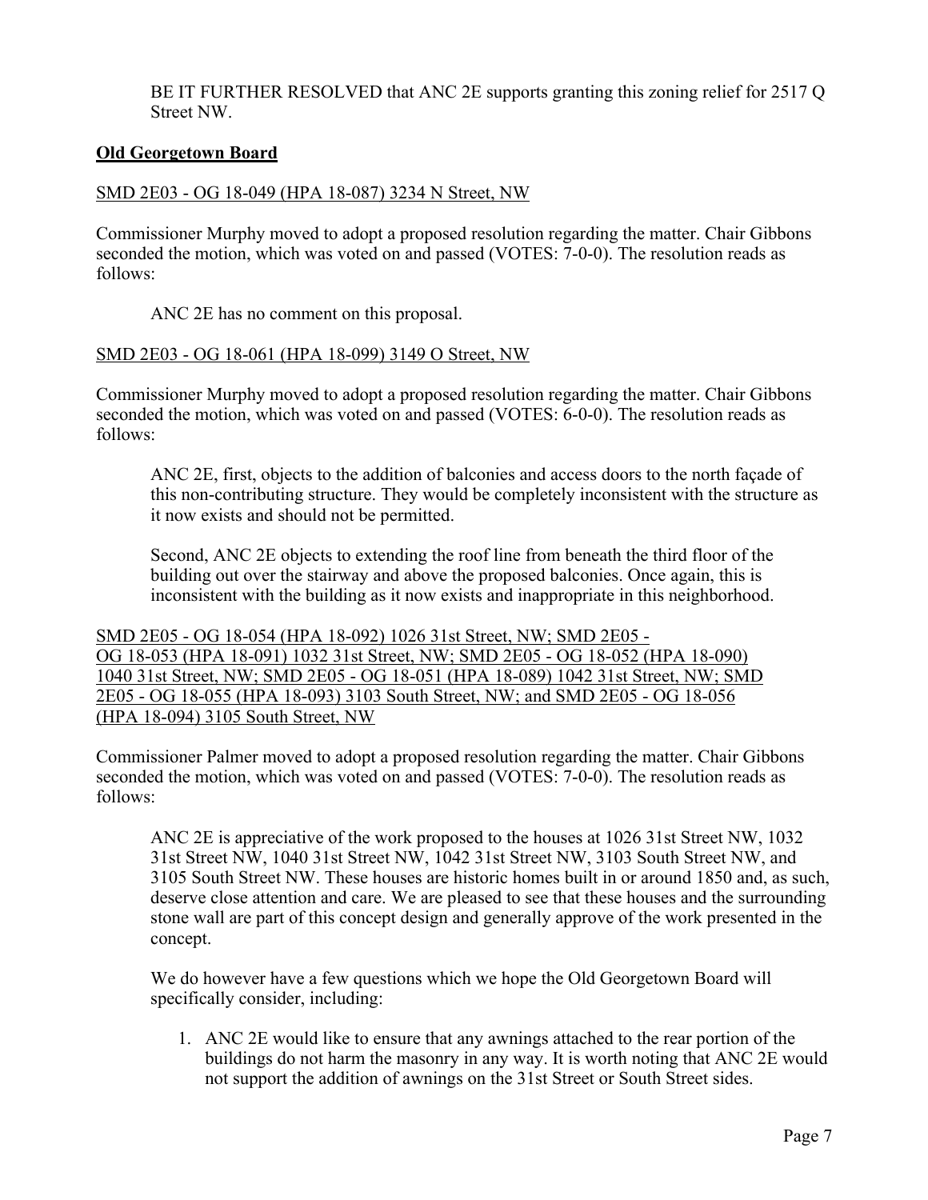BE IT FURTHER RESOLVED that ANC 2E supports granting this zoning relief for 2517 Q Street NW.

**Old Georgetown Board**

SMD 2E03 - OG 18-049 (HPA 18-087) 3234 N Street, NW

Commissioner Murphy moved to adopt a proposed resolution regarding the matter. Chair Gibbons seconded the motion, which was voted on and passed (VOTES: 7-0-0). The resolution reads as follows:

> ANC 2E has no comment on this proposal.

SMD 2E03 - OG 18-061 (HPA 18-099) 3149 O Street, NW

Commissioner Murphy moved to adopt a proposed resolution regarding the matter. Chair Gibbons seconded the motion, which was voted on and passed (VOTES: 6-0-0). The resolution reads as follows:

> ANC 2E, first, objects to the addition of balconies and access doors to the north façade of this non-contributing structure. They would be completely inconsistent with the structure as it now exists and should not be permitted.
>
> Second, ANC 2E objects to extending the roof line from beneath the third floor of the building out over the stairway and above the proposed balconies. Once again, this is inconsistent with the building as it now exists and inappropriate in this neighborhood.

SMD 2E05 - OG 18-054 (HPA 18-092) 1026 31st Street, NW; SMD 2E05 - OG 18-053 (HPA 18-091) 1032 31st Street, NW; SMD 2E05 - OG 18-052 (HPA 18-090) 1040 31st Street, NW; SMD 2E05 - OG 18-051 (HPA 18-089) 1042 31st Street, NW; SMD 2E05 - OG 18-055 (HPA 18-093) 3103 South Street, NW; and SMD 2E05 - OG 18-056 (HPA 18-094) 3105 South Street, NW

Commissioner Palmer moved to adopt a proposed resolution regarding the matter. Chair Gibbons seconded the motion, which was voted on and passed (VOTES: 7-0-0). The resolution reads as follows:

> ANC 2E is appreciative of the work proposed to the houses at 1026 31st Street NW, 1032 31st Street NW, 1040 31st Street NW, 1042 31st Street NW, 3103 South Street NW, and 3105 South Street NW. These houses are historic homes built in or around 1850 and, as such, deserve close attention and care. We are pleased to see that these houses and the surrounding stone wall are part of this concept design and generally approve of the work presented in the concept.
>
> We do however have a few questions which we hope the Old Georgetown Board will specifically consider, including:
>
> 1. ANC 2E would like to ensure that any awnings attached to the rear portion of the buildings do not harm the masonry in any way. It is worth noting that ANC 2E would not support the addition of awnings on the 31st Street or South Street sides.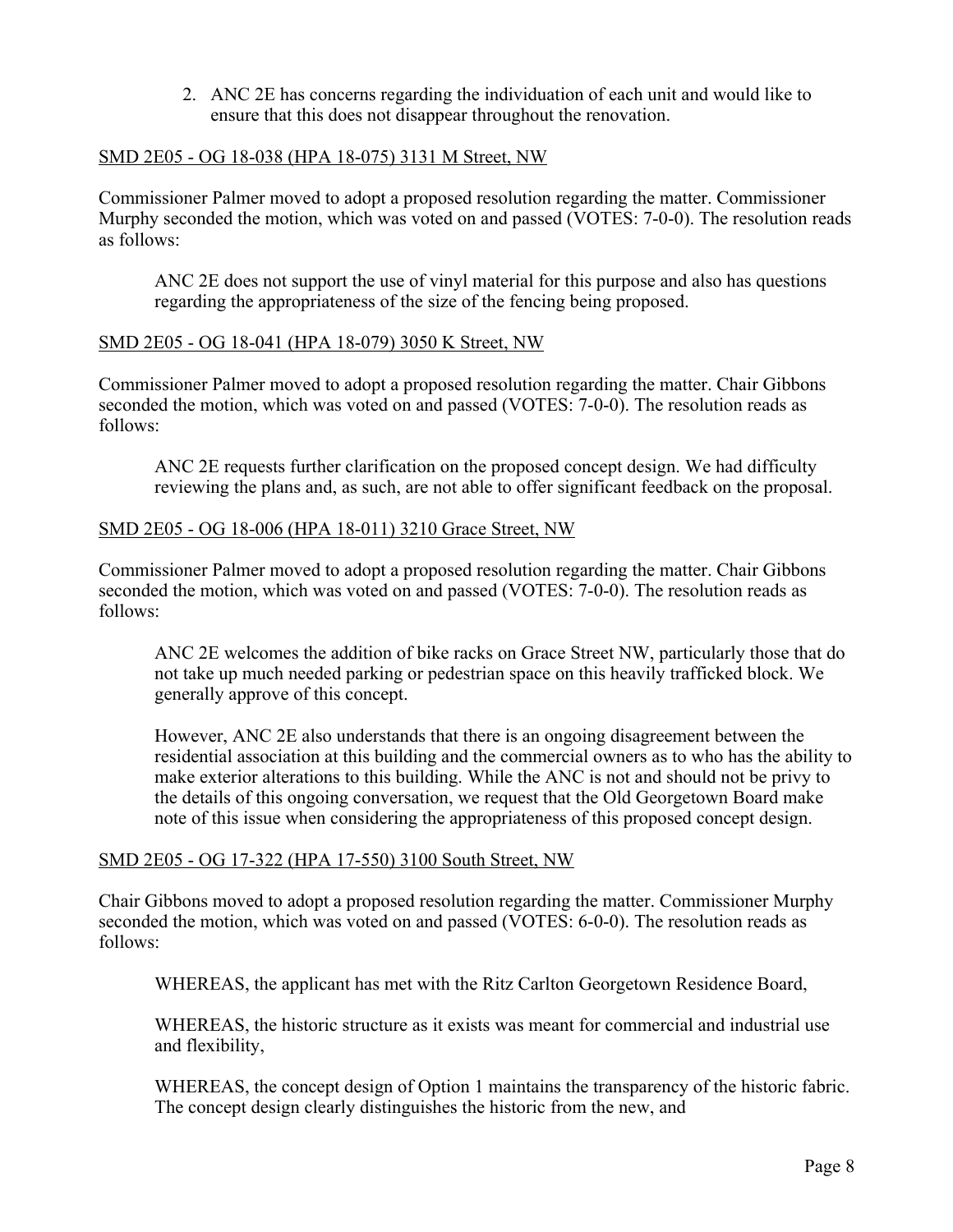2. ANC 2E has concerns regarding the individuation of each unit and would like to ensure that this does not disappear throughout the renovation.

SMD 2E05 - OG 18-038 (HPA 18-075) 3131 M Street, NW

Commissioner Palmer moved to adopt a proposed resolution regarding the matter. Commissioner Murphy seconded the motion, which was voted on and passed (VOTES: 7-0-0). The resolution reads as follows:

> ANC 2E does not support the use of vinyl material for this purpose and also has questions regarding the appropriateness of the size of the fencing being proposed.

SMD 2E05 - OG 18-041 (HPA 18-079) 3050 K Street, NW

Commissioner Palmer moved to adopt a proposed resolution regarding the matter. Chair Gibbons seconded the motion, which was voted on and passed (VOTES: 7-0-0). The resolution reads as follows:

> ANC 2E requests further clarification on the proposed concept design. We had difficulty reviewing the plans and, as such, are not able to offer significant feedback on the proposal.

SMD 2E05 - OG 18-006 (HPA 18-011) 3210 Grace Street, NW

Commissioner Palmer moved to adopt a proposed resolution regarding the matter. Chair Gibbons seconded the motion, which was voted on and passed (VOTES: 7-0-0). The resolution reads as follows:

> ANC 2E welcomes the addition of bike racks on Grace Street NW, particularly those that do not take up much needed parking or pedestrian space on this heavily trafficked block. We generally approve of this concept.
>
> However, ANC 2E also understands that there is an ongoing disagreement between the residential association at this building and the commercial owners as to who has the ability to make exterior alterations to this building. While the ANC is not and should not be privy to the details of this ongoing conversation, we request that the Old Georgetown Board make note of this issue when considering the appropriateness of this proposed concept design.

SMD 2E05 - OG 17-322 (HPA 17-550) 3100 South Street, NW

Chair Gibbons moved to adopt a proposed resolution regarding the matter. Commissioner Murphy seconded the motion, which was voted on and passed (VOTES: 6-0-0). The resolution reads as follows:

> WHEREAS, the applicant has met with the Ritz Carlton Georgetown Residence Board,
>
> WHEREAS, the historic structure as it exists was meant for commercial and industrial use and flexibility,
>
> WHEREAS, the concept design of Option 1 maintains the transparency of the historic fabric. The concept design clearly distinguishes the historic from the new, and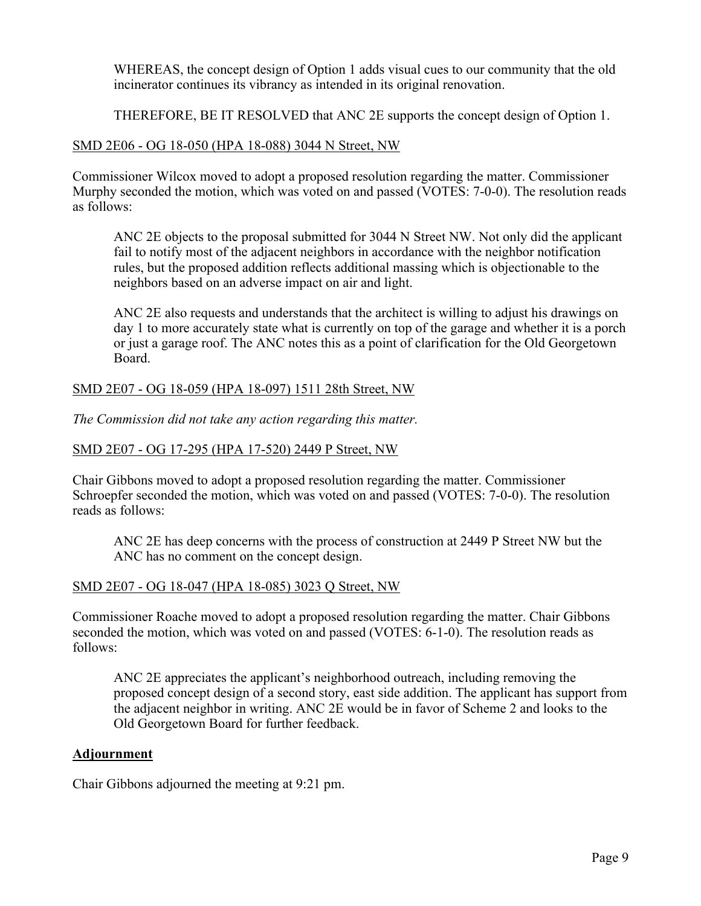WHEREAS, the concept design of Option 1 adds visual cues to our community that the old incinerator continues its vibrancy as intended in its original renovation.

THEREFORE, BE IT RESOLVED that ANC 2E supports the concept design of Option 1.

SMD 2E06 - OG 18-050 (HPA 18-088) 3044 N Street, NW

Commissioner Wilcox moved to adopt a proposed resolution regarding the matter. Commissioner Murphy seconded the motion, which was voted on and passed (VOTES: 7-0-0). The resolution reads as follows:

> ANC 2E objects to the proposal submitted for 3044 N Street NW. Not only did the applicant fail to notify most of the adjacent neighbors in accordance with the neighbor notification rules, but the proposed addition reflects additional massing which is objectionable to the neighbors based on an adverse impact on air and light.
>
> ANC 2E also requests and understands that the architect is willing to adjust his drawings on day 1 to more accurately state what is currently on top of the garage and whether it is a porch or just a garage roof. The ANC notes this as a point of clarification for the Old Georgetown Board.

SMD 2E07 - OG 18-059 (HPA 18-097) 1511 28th Street, NW

*The Commission did not take any action regarding this matter.*

SMD 2E07 - OG 17-295 (HPA 17-520) 2449 P Street, NW

Chair Gibbons moved to adopt a proposed resolution regarding the matter. Commissioner Schroepfer seconded the motion, which was voted on and passed (VOTES: 7-0-0). The resolution reads as follows:

> ANC 2E has deep concerns with the process of construction at 2449 P Street NW but the ANC has no comment on the concept design.

SMD 2E07 - OG 18-047 (HPA 18-085) 3023 Q Street, NW

Commissioner Roache moved to adopt a proposed resolution regarding the matter. Chair Gibbons seconded the motion, which was voted on and passed (VOTES: 6-1-0). The resolution reads as follows:

> ANC 2E appreciates the applicant's neighborhood outreach, including removing the proposed concept design of a second story, east side addition. The applicant has support from the adjacent neighbor in writing. ANC 2E would be in favor of Scheme 2 and looks to the Old Georgetown Board for further feedback.

**Adjournment**

Chair Gibbons adjourned the meeting at 9:21 pm.